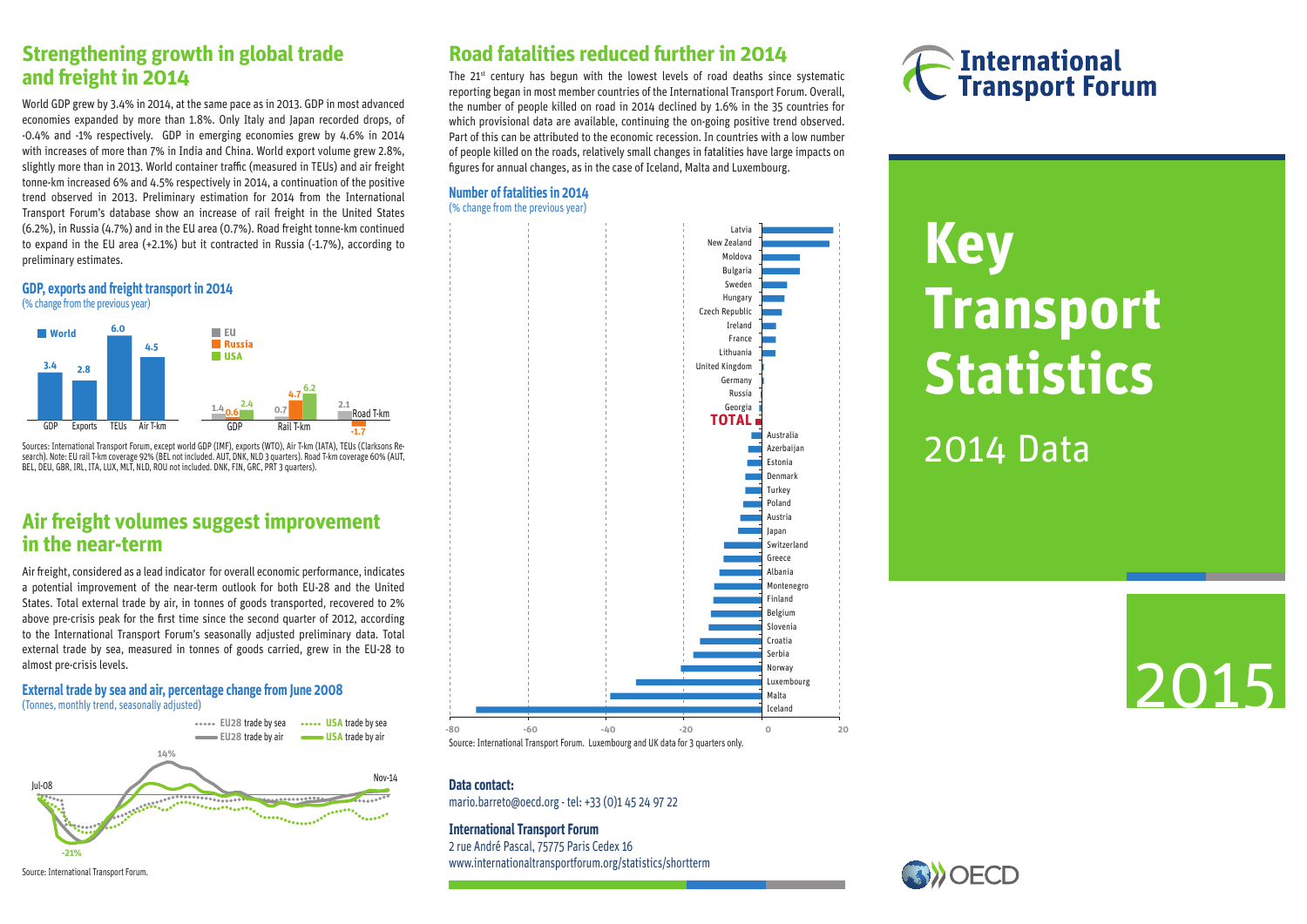## Strengthening growth in global trade and freight in 2014

World GDP grew by 3.4% in 2014, at the same pace as in 2013. GDP in most advanced economies expanded by more than 1.8%. Only Italy and Japan recorded drops, of -0.4% and -1% respectively. GDP in emerging economies grew by 4.6% in 2014 with increases of more than 7% in India and China. World export volume grew 2.8%, slightly more than in 2013. World container traffic (measured in TEUs) and air freight tonne-km increased 6% and 4.5% respectively in 2014, a continuation of the positive trend observed in 2013. Preliminary estimation for 2014 from the International Transport Forum's database show an increase of rail freight in the United States (6.2%), in Russia (4.7%) and in the EU area (0.7%). Road freight tonne-km continued to expand in the EU area (+2.1%) but it contracted in Russia (-1.7%), according to preliminary estimates.

### GDP, exports and freight transport in 2014

(% change from the previous year)

| | GDP | Exports | TEUs | Air T-km |
|---|---|---|---|---|
| World | 3.4 | 2.8 | 6.0 | 4.5 |

| | GDP | Rail T-km | Road T-km |
|---|---|---|---|
| EU | 1.4 | 0.7 | 2.1 |
| Russia | 0.6 | 4.7 | -1.7 |
| USA | 2.4 | 6.2 | |

Sources: International Transport Forum, except world GDP (IMF), exports (WTO), Air T-km (IATA), TEUs (Clarksons Research). Note: EU rail T-km coverage 92% (BEL not included. AUT, DNK, NLD 3 quarters). Road T-km coverage 60% (AUT, BEL, DEU, GBR, IRL, ITA, LUX, MLT, NLD, ROU not included. DNK, FIN, GRC, PRT 3 quarters).

## Air freight volumes suggest improvement in the near-term

Air freight, considered as a lead indicator for overall economic performance, indicates a potential improvement of the near-term outlook for both EU-28 and the United States. Total external trade by air, in tonnes of goods transported, recovered to 2% above pre-crisis peak for the first time since the second quarter of 2012, according to the International Transport Forum's seasonally adjusted preliminary data. Total external trade by sea, measured in tonnes of goods carried, grew in the EU-28 to almost pre-crisis levels.

### External trade by sea and air, percentage change from June 2008

(Tonnes, monthly trend, seasonally adjusted)

Legend: EU28 trade by sea; USA trade by sea; EU28 trade by air; USA trade by air. Jul-08 to Nov-14; peak 14%, trough -21%.

Source: International Transport Forum.

## Road fatalities reduced further in 2014

The 21st century has begun with the lowest levels of road deaths since systematic reporting began in most member countries of the International Transport Forum. Overall, the number of people killed on road in 2014 declined by 1.6% in the 35 countries for which provisional data are available, continuing the on-going positive trend observed. Part of this can be attributed to the economic recession. In countries with a low number of people killed on the roads, relatively small changes in fatalities have large impacts on figures for annual changes, as in the case of Iceland, Malta and Luxembourg.

### Number of fatalities in 2014

(% change from the previous year)

Countries in order (increase to decrease): Latvia, New Zealand, Moldova, Bulgaria, Sweden, Hungary, Czech Republic, Ireland, France, Lithuania, United Kingdom, Germany, Russia, Georgia, **TOTAL**, Australia, Azerbaijan, Estonia, Denmark, Turkey, Poland, Austria, Japan, Switzerland, Greece, Albania, Montenegro, Finland, Belgium, Slovenia, Croatia, Serbia, Norway, Luxembourg, Malta, Iceland.

Source: International Transport Forum. Luxembourg and UK data for 3 quarters only.

**Data contact:**

mario.barreto@oecd.org - tel: +33 (0)1 45 24 97 22

**International Transport Forum**

2 rue André Pascal, 75775 Paris Cedex 16

www.internationaltransportforum.org/statistics/shortterm

International Transport Forum

# Key Transport Statistics

2014 Data

2015

OECD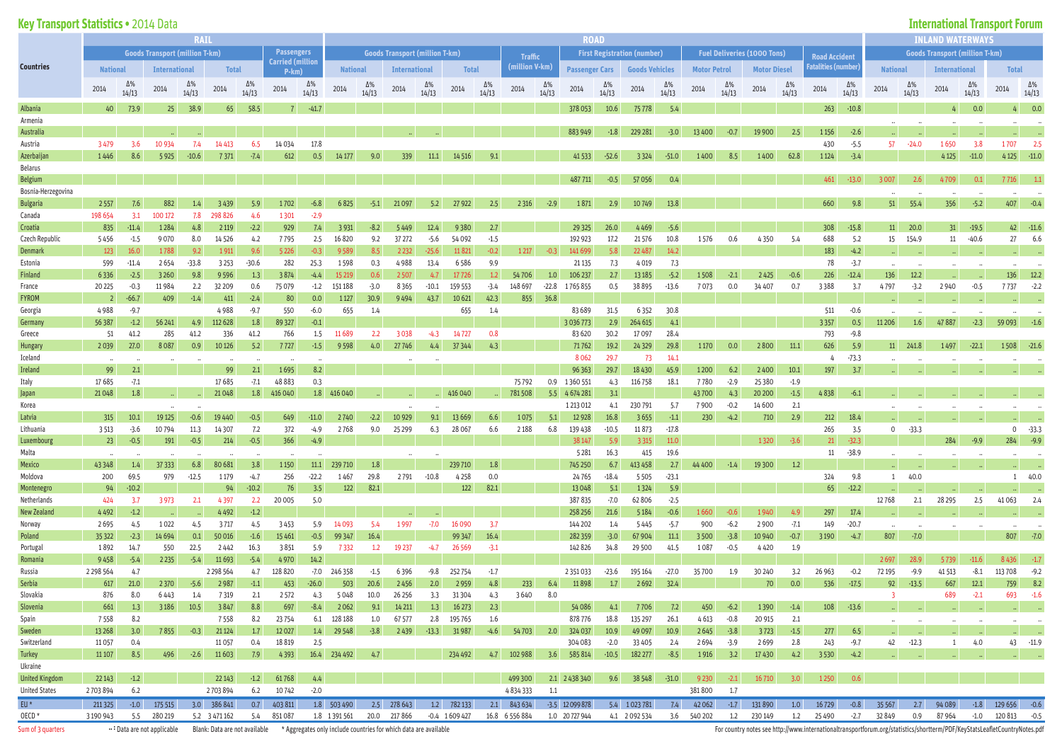# Key Transport Statistics • 2014 Data

International Transport Forum

| Countries | RAIL | | | | | | | | ROAD | | | | | | | | | | | | | | | | | | INLAND WATERWAYS | | | | | |
|---|---|---|---|---|---|---|---|---|---|---|---|---|---|---|---|---|---|---|---|---|---|---|---|---|---|---|---|---|---|---|---|---|
| | Goods Transport (million T-km) | | | | | | Passengers Carried (million P-km) | | Goods Transport (million T-km) | | | | | | Traffic (million V-km) | | First Registration (number) | | | | Fuel Deliveries (1000 Tons) | | | | Road Accident Fatalities (number) | | Goods Transport (million T-km) | | | | | |
| | National | | International | | Total | | | | National | | International | | Total | | | | Passenger Cars | | Goods Vehicles | | Motor Petrol | | Motor Diesel | | | | National | | International | | Total | |
| | 2014 | Δ% 14/13 | 2014 | Δ% 14/13 | 2014 | Δ% 14/13 | 2014 | Δ% 14/13 | 2014 | Δ% 14/13 | 2014 | Δ% 14/13 | 2014 | Δ% 14/13 | 2014 | Δ% 14/13 | 2014 | Δ% 14/13 | 2014 | Δ% 14/13 | 2014 | Δ% 14/13 | 2014 | Δ% 14/13 | 2014 | Δ% 14/13 | 2014 | Δ% 14/13 | 2014 | Δ% 14/13 | 2014 | Δ% 14/13 |
| Albania | 40 | 73.9 | 25 | 38.9 | 65 | 58.5 | 7 | -41.7 | | | | | | | | | 378 053 | 10.6 | 75 778 | 5.4 | | | | | 263 | -10.8 | | | 4 | 0.0 | 4 | 0.0 |
| Armenia | | | | | | | | | | | | | | | | | | | | | | | | | | | | | | | | |
| Australia | | | .. | .. | | | | | | | .. | .. | | | | | 883 949 | -1.8 | 229 281 | -3.0 | 13 400 | -0.7 | 19 900 | 2.5 | 1 156 | -2.6 | .. | .. | .. | .. | .. | .. |
| Austria | 3 479 | 3.6 | 10 934 | 7.4 | 14 413 | 6.5 | 14 034 | 17.8 | | | | | | | | | | | | | | | | | 430 | -5.5 | 57 | -24.0 | 1 650 | 3.8 | 1 707 | 2.5 |
| Azerbaijan | 1 446 | 8.6 | 5 925 | -10.6 | 7 371 | -7.4 | 612 | 0.5 | 14 177 | 9.0 | 339 | 11.1 | 14 516 | 9.1 | | | 41 533 | -52.6 | 3 324 | -51.0 | 1 400 | 8.5 | 1 400 | 62.8 | 1 124 | -3.4 | | | 4 125 | -11.0 | 4 125 | -11.0 |
| Belarus | | | | | | | | | | | | | | | | | | | | | | | | | | | | | | | | |
| Belgium | | | | | | | | | | | | | | | | | 487 711 | -0.5 | 57 056 | 0.4 | | | | | 461 | -13.0 | 3 007 | 2.6 | 4 709 | 0.1 | 7 716 | 1.1 |
| Bosnia-Herzegovina | | | | | | | | | | | | | | | | | | | | | | | | | | | .. | .. | .. | .. | .. | .. |
| Bulgaria | 2 557 | 7.6 | 882 | 1.4 | 3 439 | 5.9 | 1 702 | -6.8 | 6 825 | -5.1 | 21 097 | 5.2 | 27 922 | 2.5 | 2 316 | -2.9 | 1 871 | 2.9 | 10 749 | 13.8 | | | | | 660 | 9.8 | 51 | 55.4 | 356 | -5.2 | 407 | -0.4 |
| Canada | 198 654 | 3.1 | 100 172 | 7.8 | 298 826 | 4.6 | 1 301 | -2.9 | | | | | | | | | | | | | | | | | | | | | | | | |
| Croatia | 835 | -11.4 | 1 284 | 4.8 | 2 119 | -2.2 | 929 | 7.4 | 3 931 | -8.2 | 5 449 | 12.4 | 9 380 | 2.7 | | | 29 325 | 26.0 | 4 469 | -5.6 | | | | | 308 | -15.8 | 11 | 20.0 | 31 | -19.5 | 42 | -11.6 |
| Czech Republic | 5 456 | -1.5 | 9 070 | 8.0 | 14 526 | 4.2 | 7 795 | 2.5 | 16 820 | 9.2 | 37 272 | -5.6 | 54 092 | -1.5 | | | 192 923 | 17.2 | 21 576 | 10.8 | 1 576 | 0.6 | 4 350 | 5.4 | 688 | 5.2 | 15 | 154.9 | 11 | -40.6 | 27 | 6.6 |
| Denmark | 123 | 16.0 | 1 788 | 9.2 | 1 911 | 9.6 | 5 226 | -0.3 | 9 589 | 8.5 | 2 232 | -25.6 | 11 821 | -0.2 | 1 217 | -0.3 | 141 699 | 5.8 | 22 487 | 14.2 | | | | | 183 | -4.2 | .. | .. | .. | .. | .. | .. |
| Estonia | 599 | -11.4 | 2 654 | -33.8 | 3 253 | -30.6 | 282 | 25.3 | 1 598 | 0.3 | 4 988 | 13.4 | 6 586 | 9.9 | | | 21 135 | 7.3 | 4 019 | 7.3 | | | | | 78 | -3.7 | .. | .. | .. | .. | .. | .. |
| Finland | 6 336 | -2.5 | 3 260 | 9.8 | 9 596 | 1.3 | 3 874 | -4.4 | 15 219 | 0.6 | 2 507 | 4.7 | 17 726 | 1.2 | 54 706 | 1.0 | 106 237 | 2.7 | 13 185 | -5.2 | 1 508 | -2.1 | 2 425 | -0.6 | 226 | -12.4 | 136 | 12.2 | | | 136 | 12.2 |
| France | 20 225 | -0.3 | 11 984 | 2.2 | 32 209 | 0.6 | 75 079 | -1.2 | 151 188 | -3.0 | 8 365 | -10.1 | 159 553 | -3.4 | 148 697 | -22.8 | 1 765 855 | 0.5 | 38 895 | -13.6 | 7 073 | 0.0 | 34 407 | 0.7 | 3 388 | 3.7 | 4 797 | -3.2 | 2 940 | -0.5 | 7 737 | -2.2 |
| FYROM | 2 | -66.7 | 409 | -1.4 | 411 | -2.4 | 80 | 0.0 | 1 127 | 30.9 | 9 494 | 43.7 | 10 621 | 42.3 | 855 | 36.8 | | | | | | | | | | | .. | .. | .. | .. | .. | .. |
| Georgia | 4 988 | -9.7 | | | 4 988 | -9.7 | 550 | -6.0 | 655 | 1.4 | | | 655 | 1.4 | | | 83 689 | 31.5 | 6 352 | 30.8 | | | | | 511 | -0.6 | .. | .. | .. | .. | .. | .. |
| Germany | 56 387 | -1.2 | 56 241 | 4.9 | 112 628 | 1.8 | 89 327 | -0.1 | | | | | | | | | 3 036 773 | 2.9 | 264 615 | 4.1 | | | | | 3 357 | 0.5 | 11 206 | 1.6 | 47 887 | -2.3 | 59 093 | -1.6 |
| Greece | 51 | 41.2 | 285 | 41.2 | 336 | 41.2 | 766 | 1.5 | 11 689 | 2.2 | 3 038 | -4.3 | 14 727 | 0.8 | | | 83 620 | 30.2 | 17 097 | 28.4 | | | | | 793 | -9.8 | | | | | | |
| Hungary | 2 039 | 27.0 | 8 087 | 0.9 | 10 126 | 5.2 | 7 727 | -1.5 | 9 598 | 4.0 | 27 746 | 4.4 | 37 344 | 4.3 | | | 71 762 | 19.2 | 24 329 | 29.8 | 1 170 | 0.0 | 2 800 | 11.1 | 626 | 5.9 | 11 | 241.8 | 1 497 | -22.1 | 1 508 | -21.6 |
| Iceland | .. | .. | .. | .. | .. | .. | .. | .. | | | .. | .. | | | | | 8 062 | 29.7 | 73 | 14.1 | | | | | 4 | -73.3 | .. | .. | .. | .. | .. | .. |
| Ireland | 99 | 2.1 | | | 99 | 2.1 | 1 695 | 8.2 | | | | | | | | | 96 363 | 29.7 | 18 430 | 45.9 | 1 200 | 6.2 | 2 400 | 10.1 | 197 | 3.7 | .. | .. | .. | .. | .. | .. |
| Italy | 17 685 | -7.1 | | | 17 685 | -7.1 | 48 883 | 0.3 | | | | | | | 75 792 | 0.9 | 1 360 551 | 4.3 | 116 758 | 18.1 | 7 780 | -2.9 | 25 380 | -1.9 | | | | | | | | |
| Japan | 21 048 | 1.8 | .. | .. | 21 048 | 1.8 | 416 040 | 1.8 | 416 040 | .. | .. | .. | 416 040 | .. | 781 508 | 5.5 | 4 674 281 | 3.1 | | | 43 700 | 4.3 | 20 200 | -1.5 | 4 838 | -6.1 | .. | .. | .. | .. | .. | .. |
| Korea | | | .. | .. | | | | | | | .. | .. | | | | | 1 213 012 | 4.1 | 230 791 | 5.7 | 7 900 | -0.2 | 14 600 | 2.1 | | | .. | .. | .. | .. | .. | .. |
| Latvia | 315 | 10.1 | 19 125 | -0.6 | 19 440 | -0.5 | 649 | -11.0 | 2 740 | -2.2 | 10 929 | 9.1 | 13 669 | 6.6 | 1 075 | 5.1 | 12 928 | 16.8 | 3 655 | -1.1 | 230 | -4.2 | 710 | 2.9 | 212 | 18.4 | .. | .. | .. | .. | .. | .. |
| Lithuania | 3 513 | -3.6 | 10 794 | 11.3 | 14 307 | 7.2 | 372 | -4.9 | 2 768 | 9.0 | 25 299 | 6.3 | 28 067 | 6.6 | 2 188 | 6.8 | 139 438 | -10.5 | 11 873 | -17.8 | | | | | 265 | 3.5 | 0 | -33.3 | | | 0 | -33.3 |
| Luxembourg | 23 | -0.5 | 191 | -0.5 | 214 | -0.5 | 366 | -4.9 | | | | | | | | | 38 147 | 5.9 | 3 315 | 11.0 | | | 1 320 | -3.6 | 21 | -32.3 | | | 284 | -9.9 | 284 | -9.9 |
| Malta | .. | .. | .. | .. | .. | .. | .. | .. | | | .. | .. | | | | | 5 281 | 16.3 | 415 | 19.6 | | | | | 11 | -38.9 | .. | .. | .. | .. | .. | .. |
| Mexico | 43 348 | 1.4 | 37 333 | 6.8 | 80 681 | 3.8 | 1 150 | 11.1 | 239 710 | 1.8 | | | 239 710 | 1.8 | | | 745 250 | 6.7 | 413 458 | 2.7 | 44 400 | -1.4 | 19 300 | 1.2 | | | .. | .. | .. | .. | .. | .. |
| Moldova | 200 | 69.5 | 979 | -12.5 | 1 179 | -4.7 | 256 | -22.2 | 1 467 | 29.8 | 2 791 | -10.8 | 4 258 | 0.0 | | | 24 765 | -18.4 | 5 505 | -23.1 | | | | | 324 | 9.8 | 1 | 40.0 | | | 1 | 40.0 |
| Montenegro | 94 | -10.2 | | | 94 | -10.2 | 76 | 3.5 | 122 | 82.1 | | | 122 | 82.1 | | | 13 048 | 5.1 | 1 324 | 5.9 | | | | | 65 | -12.2 | .. | .. | .. | .. | .. | .. |
| Netherlands | 424 | 3.7 | 3 973 | 2.1 | 4 397 | 2.2 | 20 005 | 5.0 | | | | | | | | | 387 835 | -7.0 | 62 806 | -2.5 | | | | | | | 12 768 | 2.1 | 28 295 | 2.5 | 41 063 | 2.4 |
| New Zealand | 4 492 | -1.2 | .. | .. | 4 492 | -1.2 | | | | | .. | .. | | | | | 258 256 | 21.6 | 5 184 | -0.6 | 1 660 | -0.6 | 1 940 | 4.9 | 297 | 17.4 | .. | .. | .. | .. | .. | .. |
| Norway | 2 695 | 4.5 | 1 022 | 4.5 | 3 717 | 4.5 | 3 453 | 5.9 | 14 093 | 5.4 | 1 997 | -7.0 | 16 090 | 3.7 | | | 144 202 | 1.4 | 5 445 | -5.7 | 900 | -6.2 | 2 900 | -7.1 | 149 | -20.7 | .. | .. | .. | .. | .. | .. |
| Poland | 35 322 | -2.3 | 14 694 | 0.1 | 50 016 | -1.6 | 15 461 | -0.5 | 99 347 | 16.4 | | | 99 347 | 16.4 | | | 282 359 | -3.0 | 67 904 | 11.1 | 3 500 | -3.8 | 10 940 | -0.7 | 3 190 | -4.7 | 807 | -7.0 | | | 807 | -7.0 |
| Portugal | 1 892 | 14.7 | 550 | 22.5 | 2 442 | 16.3 | 3 851 | 5.9 | 7 332 | 1.2 | 19 237 | -4.7 | 26 569 | -3.1 | | | 142 826 | 34.8 | 29 500 | 41.5 | 1 087 | -0.5 | 4 420 | 1.9 | | | | | | | | |
| Romania | 9 458 | -5.4 | 2 235 | -5.4 | 11 693 | -5.4 | 4 970 | 14.2 | | | | | | | | | | | | | | | | | | | 2 697 | 28.9 | 5 739 | -11.6 | 8 436 | -1.7 |
| Russia | 2 298 564 | 4.7 | | | 2 298 564 | 4.7 | 128 820 | -7.0 | 246 358 | -1.5 | 6 396 | -9.8 | 252 754 | -1.7 | | | 2 351 033 | -23.6 | 195 164 | -27.0 | 35 700 | 1.9 | 30 240 | 3.2 | 26 963 | -0.2 | 72 195 | -9.9 | 41 513 | -8.1 | 113 708 | -9.2 |
| Serbia | 617 | 21.0 | 2 370 | -5.6 | 2 987 | -1.1 | 453 | -26.0 | 503 | 20.6 | 2 456 | 2.0 | 2 959 | 4.8 | 233 | 6.4 | 11 898 | 1.7 | 2 692 | 32.4 | | | 70 | 0.0 | 536 | -17.5 | 92 | -13.5 | 667 | 12.1 | 759 | 8.2 |
| Slovakia | 876 | 8.0 | 6 443 | 1.4 | 7 319 | 2.1 | 2 572 | 4.3 | 5 048 | 10.0 | 26 256 | 3.3 | 31 304 | 4.3 | 3 640 | 8.0 | | | | | | | | | | | 3 | | 689 | -2.1 | 693 | -1.6 |
| Slovenia | 661 | 1.3 | 3 186 | 10.5 | 3 847 | 8.8 | 697 | -8.4 | 2 062 | 9.1 | 14 211 | 1.3 | 16 273 | 2.3 | | | 54 086 | 4.1 | 7 706 | 7.2 | 450 | -6.2 | 1 390 | -1.4 | 108 | -13.6 | .. | .. | .. | .. | .. | .. |
| Spain | 7 558 | 8.2 | | | 7 558 | 8.2 | 23 754 | 6.1 | 128 188 | 1.0 | 67 577 | 2.8 | 195 765 | 1.6 | | | 878 776 | 18.8 | 135 297 | 26.1 | 4 613 | -0.8 | 20 915 | 2.1 | | | .. | .. | .. | .. | .. | .. |
| Sweden | 13 268 | 3.0 | 7 855 | -0.3 | 21 124 | 1.7 | 12 027 | 1.4 | 29 548 | -3.8 | 2 439 | -13.3 | 31 987 | -4.6 | 54 703 | 2.0 | 324 037 | 10.9 | 49 097 | 10.9 | 2 645 | -3.8 | 3 723 | -1.5 | 277 | 6.5 | .. | .. | .. | .. | .. | .. |
| Switzerland | 11 057 | 0.4 | | | 11 057 | 0.4 | 18 819 | 2.5 | | | | | | | | | 304 083 | -2.0 | 33 405 | 2.4 | 2 694 | -3.9 | 2 699 | 2.8 | 243 | -9.7 | 42 | -12.3 | 1 | 4.0 | 43 | -11.9 |
| Turkey | 11 107 | 8.5 | 496 | -2.6 | 11 603 | 7.9 | 4 393 | 16.4 | 234 492 | 4.7 | | | 234 492 | 4.7 | 102 988 | 3.6 | 585 814 | -10.5 | 182 277 | -8.5 | 1 916 | 3.2 | 17 430 | 4.2 | 3 530 | -4.2 | .. | .. | .. | .. | .. | .. |
| Ukraine | | | | | | | | | | | | | | | | | | | | | | | | | | | | | | | | |
| United Kingdom | 22 143 | -1.2 | | | 22 143 | -1.2 | 61 768 | 4.4 | | | | | | | 499 300 | 2.1 | 2 438 340 | 9.6 | 38 548 | -31.0 | 9 230 | -2.1 | 16 710 | 3.0 | 1 250 | 0.6 | .. | .. | .. | .. | .. | .. |
| United States | 2 703 894 | 6.2 | | | 2 703 894 | 6.2 | 10 742 | -2.0 | | | | | | | 4 834 333 | 1.1 | | | | | 381 800 | 1.7 | | | | | | | | | | |
| EU * | 211 325 | -1.0 | 175 515 | 3.0 | 386 841 | 0.7 | 403 811 | 1.8 | 503 490 | 2.5 | 278 643 | 1.2 | 782 133 | 2.1 | 843 634 | -3.5 | 12 099 878 | 5.4 | 1 023 781 | 7.4 | 42 062 | -1.7 | 131 890 | 1.0 | 16 729 | -0.8 | 35 567 | 2.7 | 94 089 | -1.8 | 129 656 | -0.6 |
| OECD * | 3 190 943 | 5.5 | 280 219 | 5.2 | 3 471 162 | 5.4 | 851 087 | 1.8 | 1 391 561 | 20.0 | 217 866 | -0.4 | 1 609 427 | 16.8 | 6 556 884 | 1.0 | 20 727 944 | 4.1 | 2 092 534 | 3.6 | 540 202 | 1.2 | 230 149 | 1.2 | 25 490 | -2.7 | 32 849 | 0.9 | 87 964 | -1.0 | 120 813 | -0.5 |

Sum of 3 quarters    .. : Data are not applicable    Blank: Data are not available    * Aggregates only include countries for which data are available

For country notes see http://www.internationaltransportforum.org/statistics/shortterm/PDF/KeyStatsLeafletCountryNotes.pdf